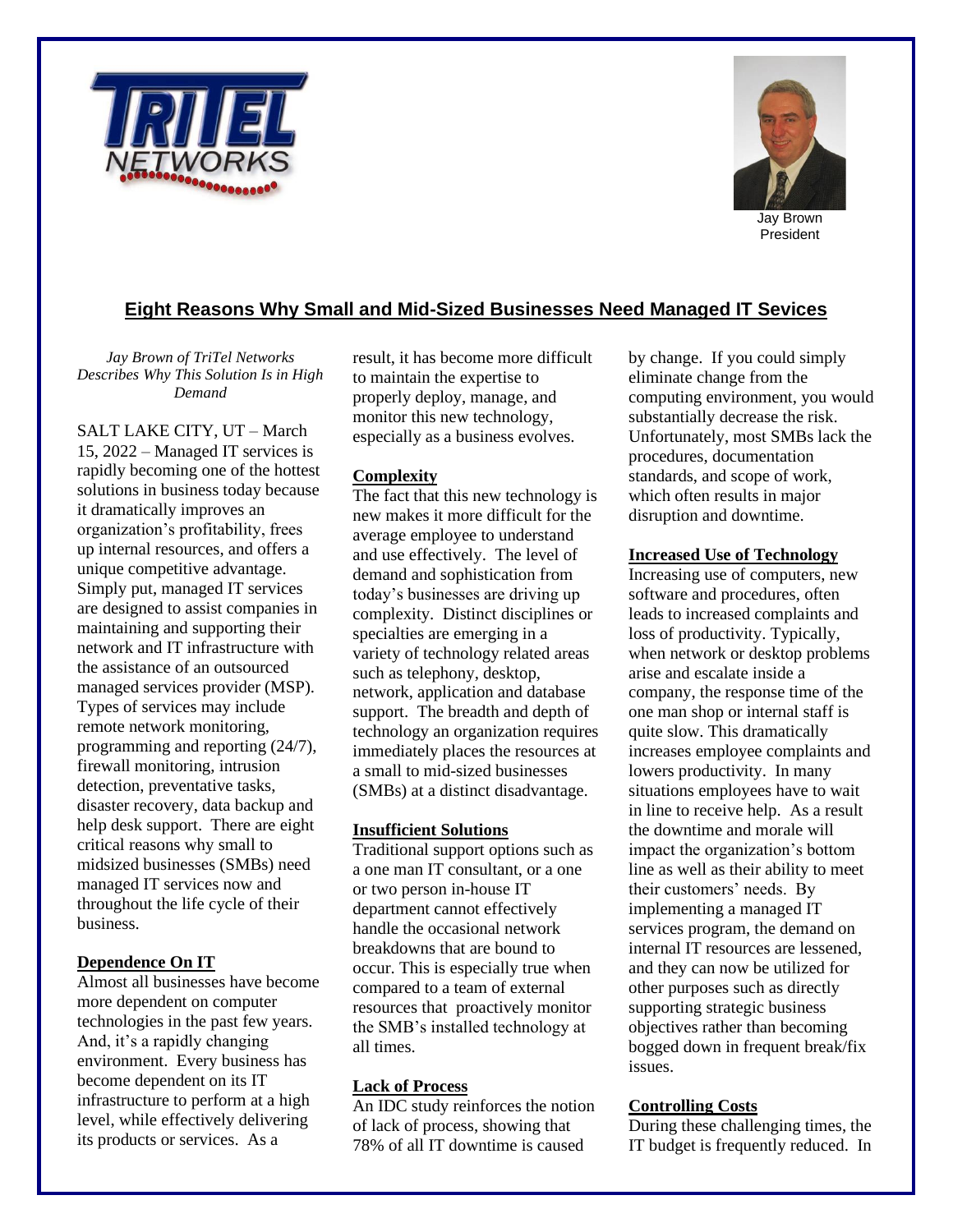Jay Brown
President

## Eight Reasons Why Small and Mid-Sized Businesses Need Managed IT Sevices

*Jay Brown of TriTel Networks Describes Why This Solution Is in High Demand*

SALT LAKE CITY, UT – March 15, 2022 – Managed IT services is rapidly becoming one of the hottest solutions in business today because it dramatically improves an organization's profitability, frees up internal resources, and offers a unique competitive advantage. Simply put, managed IT services are designed to assist companies in maintaining and supporting their network and IT infrastructure with the assistance of an outsourced managed services provider (MSP). Types of services may include remote network monitoring, programming and reporting (24/7), firewall monitoring, intrusion detection, preventative tasks, disaster recovery, data backup and help desk support. There are eight critical reasons why small to midsized businesses (SMBs) need managed IT services now and throughout the life cycle of their business.

**Dependence On IT**

Almost all businesses have become more dependent on computer technologies in the past few years. And, it's a rapidly changing environment. Every business has become dependent on its IT infrastructure to perform at a high level, while effectively delivering its products or services. As a result, it has become more difficult to maintain the expertise to properly deploy, manage, and monitor this new technology, especially as a business evolves.

**Complexity**

The fact that this new technology is new makes it more difficult for the average employee to understand and use effectively. The level of demand and sophistication from today's businesses are driving up complexity. Distinct disciplines or specialties are emerging in a variety of technology related areas such as telephony, desktop, network, application and database support. The breadth and depth of technology an organization requires immediately places the resources at a small to mid-sized businesses (SMBs) at a distinct disadvantage.

**Insufficient Solutions**

Traditional support options such as a one man IT consultant, or a one or two person in-house IT department cannot effectively handle the occasional network breakdowns that are bound to occur. This is especially true when compared to a team of external resources that proactively monitor the SMB's installed technology at all times.

**Lack of Process**

An IDC study reinforces the notion of lack of process, showing that 78% of all IT downtime is caused by change. If you could simply eliminate change from the computing environment, you would substantially decrease the risk. Unfortunately, most SMBs lack the procedures, documentation standards, and scope of work, which often results in major disruption and downtime.

**Increased Use of Technology**

Increasing use of computers, new software and procedures, often leads to increased complaints and loss of productivity. Typically, when network or desktop problems arise and escalate inside a company, the response time of the one man shop or internal staff is quite slow. This dramatically increases employee complaints and lowers productivity. In many situations employees have to wait in line to receive help. As a result the downtime and morale will impact the organization's bottom line as well as their ability to meet their customers' needs. By implementing a managed IT services program, the demand on internal IT resources are lessened, and they can now be utilized for other purposes such as directly supporting strategic business objectives rather than becoming bogged down in frequent break/fix issues.

**Controlling Costs**

During these challenging times, the IT budget is frequently reduced. In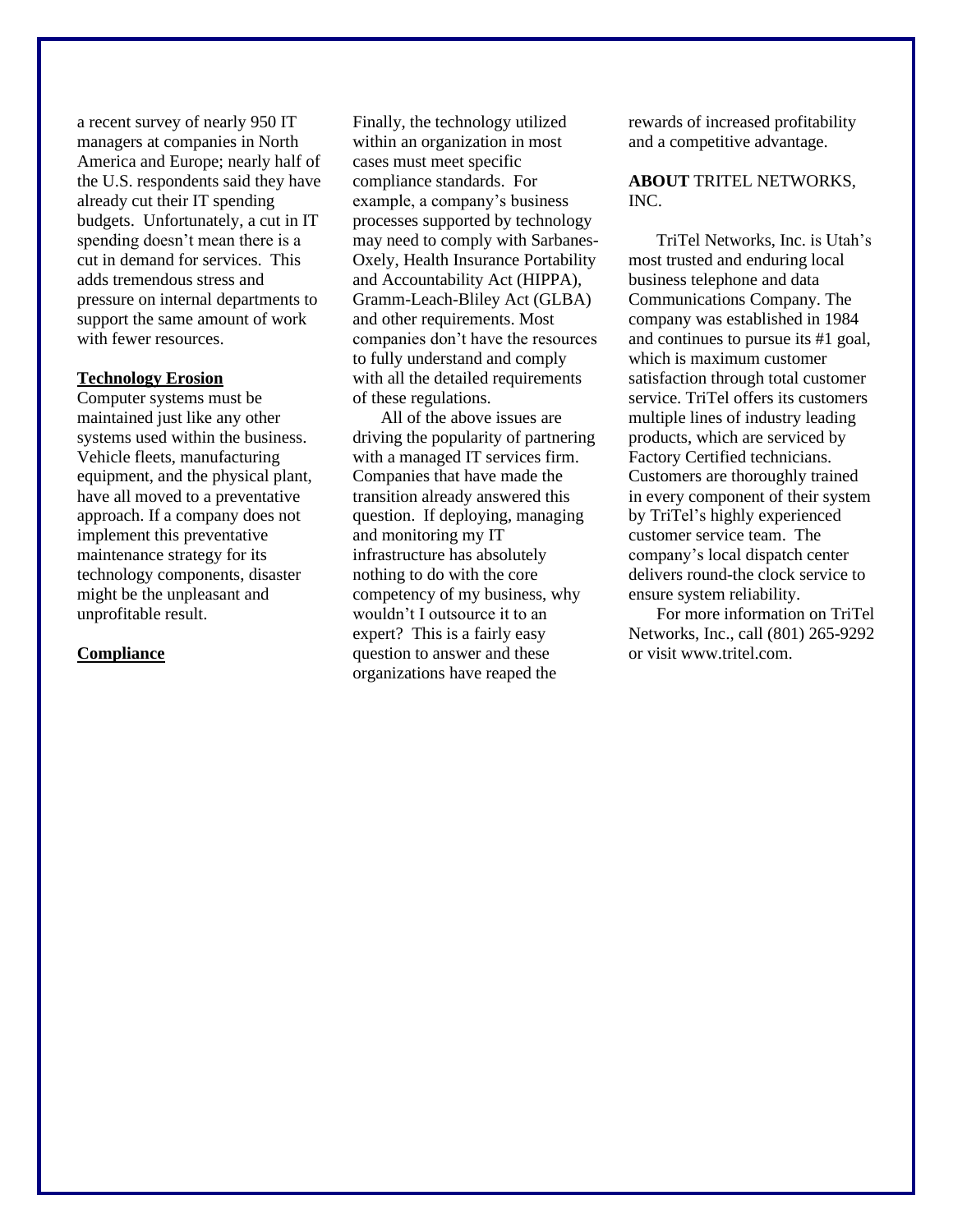a recent survey of nearly 950 IT managers at companies in North America and Europe; nearly half of the U.S. respondents said they have already cut their IT spending budgets. Unfortunately, a cut in IT spending doesn't mean there is a cut in demand for services. This adds tremendous stress and pressure on internal departments to support the same amount of work with fewer resources.

**Technology Erosion**

Computer systems must be maintained just like any other systems used within the business. Vehicle fleets, manufacturing equipment, and the physical plant, have all moved to a preventative approach. If a company does not implement this preventative maintenance strategy for its technology components, disaster might be the unpleasant and unprofitable result.

**Compliance**

Finally, the technology utilized within an organization in most cases must meet specific compliance standards. For example, a company's business processes supported by technology may need to comply with Sarbanes-Oxely, Health Insurance Portability and Accountability Act (HIPPA), Gramm-Leach-Bliley Act (GLBA) and other requirements. Most companies don't have the resources to fully understand and comply with all the detailed requirements of these regulations.

All of the above issues are driving the popularity of partnering with a managed IT services firm. Companies that have made the transition already answered this question. If deploying, managing and monitoring my IT infrastructure has absolutely nothing to do with the core competency of my business, why wouldn't I outsource it to an expert? This is a fairly easy question to answer and these organizations have reaped the rewards of increased profitability and a competitive advantage.

**ABOUT** TRITEL NETWORKS, INC.

TriTel Networks, Inc. is Utah's most trusted and enduring local business telephone and data Communications Company. The company was established in 1984 and continues to pursue its #1 goal, which is maximum customer satisfaction through total customer service. TriTel offers its customers multiple lines of industry leading products, which are serviced by Factory Certified technicians. Customers are thoroughly trained in every component of their system by TriTel's highly experienced customer service team. The company's local dispatch center delivers round-the clock service to ensure system reliability.

For more information on TriTel Networks, Inc., call (801) 265-9292 or visit www.tritel.com.